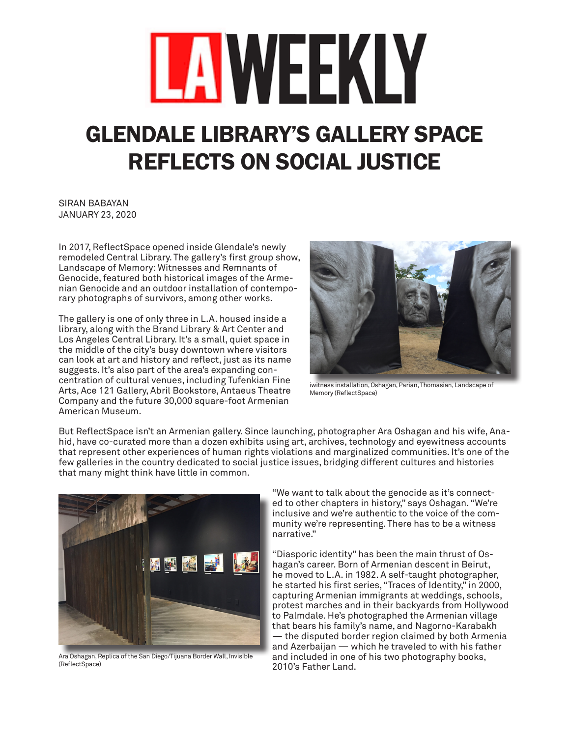# LA WEEKLY

## GLENDALE LIBRARY'S GALLERY SPACE REFLECTS ON SOCIAL JUSTICE

SIRAN BABAYAN
JANUARY 23, 2020

In 2017, ReflectSpace opened inside Glendale's newly remodeled Central Library. The gallery's first group show, Landscape of Memory: Witnesses and Remnants of Genocide, featured both historical images of the Armenian Genocide and an outdoor installation of contemporary photographs of survivors, among other works.

The gallery is one of only three in L.A. housed inside a library, along with the Brand Library & Art Center and Los Angeles Central Library. It's a small, quiet space in the middle of the city's busy downtown where visitors can look at art and history and reflect, just as its name suggests. It's also part of the area's expanding concentration of cultural venues, including Tufenkian Fine Arts, Ace 121 Gallery, Abril Bookstore, Antaeus Theatre Company and the future 30,000 square-foot Armenian American Museum.

iwitness installation, Oshagan, Parian, Thomasian, Landscape of Memory (ReflectSpace)

But ReflectSpace isn't an Armenian gallery. Since launching, photographer Ara Oshagan and his wife, Anahid, have co-curated more than a dozen exhibits using art, archives, technology and eyewitness accounts that represent other experiences of human rights violations and marginalized communities. It's one of the few galleries in the country dedicated to social justice issues, bridging different cultures and histories that many might think have little in common.

Ara Oshagan, Replica of the San Diego/Tijuana Border Wall, Invisible (ReflectSpace)

"We want to talk about the genocide as it's connected to other chapters in history," says Oshagan. "We're inclusive and we're authentic to the voice of the community we're representing. There has to be a witness narrative."

"Diasporic identity" has been the main thrust of Oshagan's career. Born of Armenian descent in Beirut, he moved to L.A. in 1982. A self-taught photographer, he started his first series, "Traces of Identity," in 2000, capturing Armenian immigrants at weddings, schools, protest marches and in their backyards from Hollywood to Palmdale. He's photographed the Armenian village that bears his family's name, and Nagorno-Karabakh — the disputed border region claimed by both Armenia and Azerbaijan — which he traveled to with his father and included in one of his two photography books, 2010's Father Land.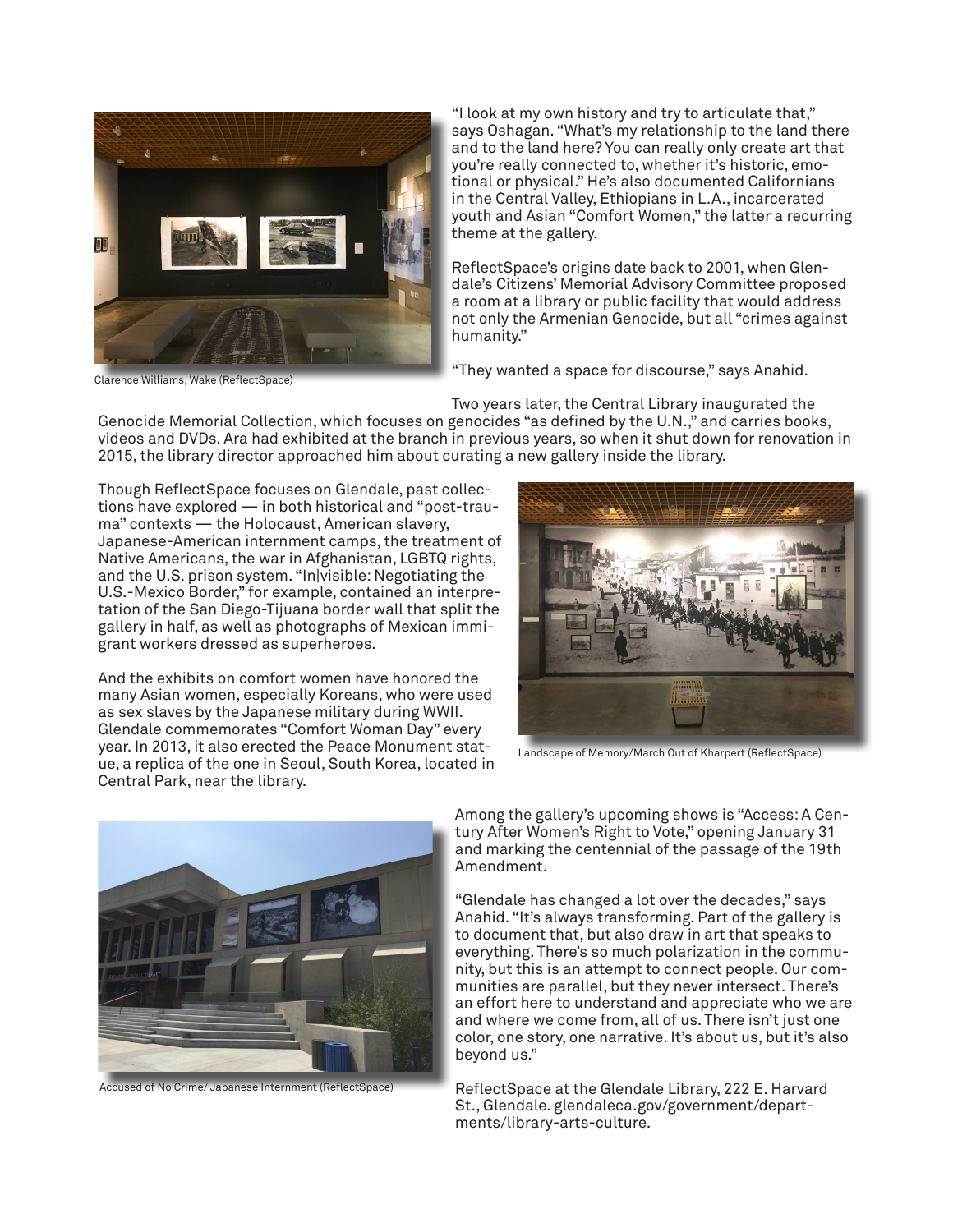Clarence Williams, Wake (ReflectSpace)

"I look at my own history and try to articulate that," says Oshagan. "What's my relationship to the land there and to the land here? You can really only create art that you're really connected to, whether it's historic, emotional or physical." He's also documented Californians in the Central Valley, Ethiopians in L.A., incarcerated youth and Asian "Comfort Women," the latter a recurring theme at the gallery.

ReflectSpace's origins date back to 2001, when Glendale's Citizens' Memorial Advisory Committee proposed a room at a library or public facility that would address not only the Armenian Genocide, but all "crimes against humanity."

"They wanted a space for discourse," says Anahid.

Two years later, the Central Library inaugurated the Genocide Memorial Collection, which focuses on genocides "as defined by the U.N.," and carries books, videos and DVDs. Ara had exhibited at the branch in previous years, so when it shut down for renovation in 2015, the library director approached him about curating a new gallery inside the library.

Though ReflectSpace focuses on Glendale, past collections have explored — in both historical and "post-trauma" contexts — the Holocaust, American slavery, Japanese-American internment camps, the treatment of Native Americans, the war in Afghanistan, LGBTQ rights, and the U.S. prison system. "In|visible: Negotiating the U.S.-Mexico Border," for example, contained an interpretation of the San Diego-Tijuana border wall that split the gallery in half, as well as photographs of Mexican immigrant workers dressed as superheroes.

And the exhibits on comfort women have honored the many Asian women, especially Koreans, who were used as sex slaves by the Japanese military during WWII. Glendale commemorates "Comfort Woman Day" every year. In 2013, it also erected the Peace Monument statue, a replica of the one in Seoul, South Korea, located in Central Park, near the library.

Landscape of Memory/March Out of Kharpert (ReflectSpace)

Accused of No Crime/ Japanese Internment (ReflectSpace)

Among the gallery's upcoming shows is "Access: A Century After Women's Right to Vote," opening January 31 and marking the centennial of the passage of the 19th Amendment.

"Glendale has changed a lot over the decades," says Anahid. "It's always transforming. Part of the gallery is to document that, but also draw in art that speaks to everything. There's so much polarization in the community, but this is an attempt to connect people. Our communities are parallel, but they never intersect. There's an effort here to understand and appreciate who we are and where we come from, all of us. There isn't just one color, one story, one narrative. It's about us, but it's also beyond us."

ReflectSpace at the Glendale Library, 222 E. Harvard St., Glendale. glendaleca.gov/government/departments/library-arts-culture.